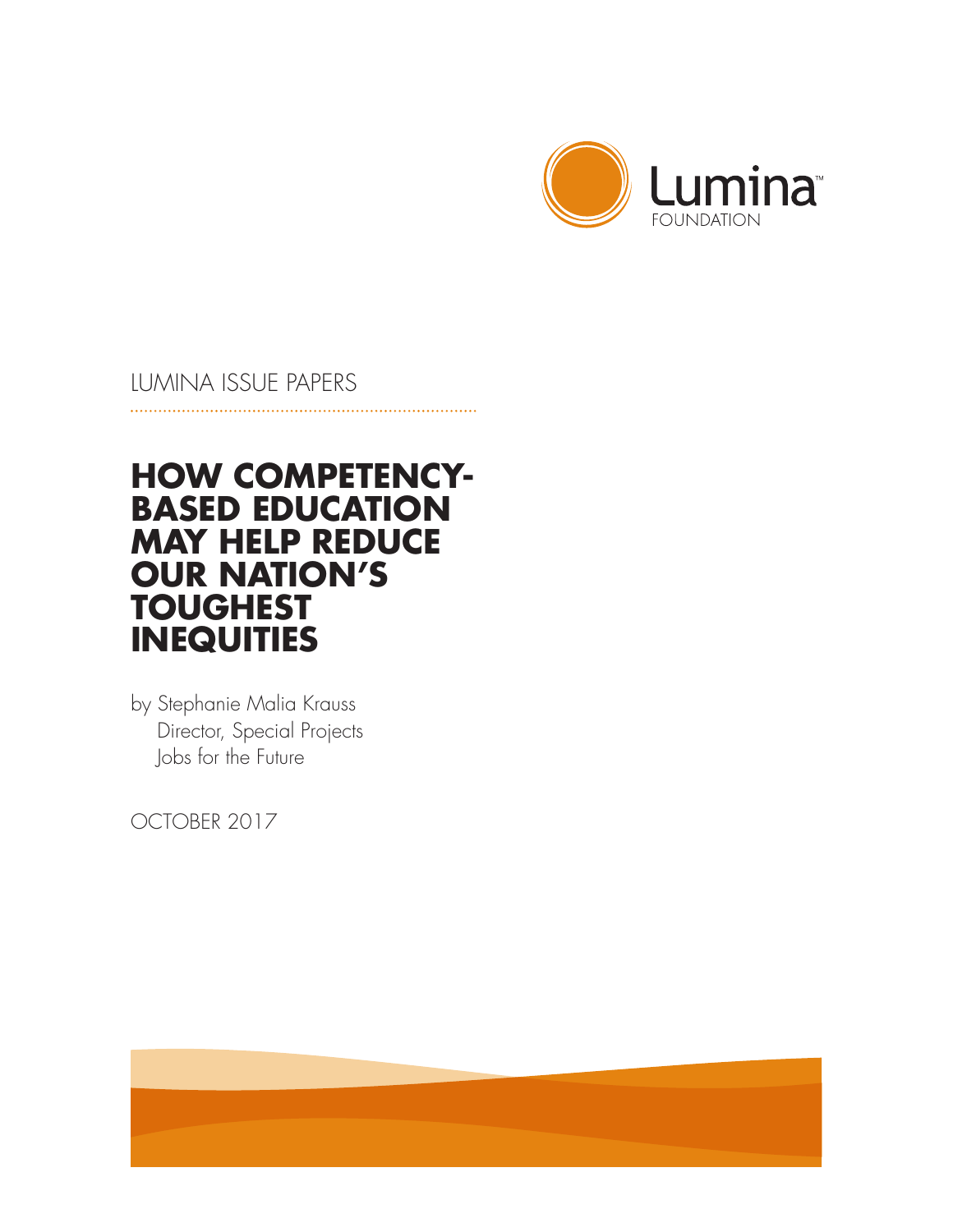Lumina FOUNDATION

LUMINA ISSUE PAPERS

# HOW COMPETENCY-BASED EDUCATION MAY HELP REDUCE OUR NATION'S TOUGHEST INEQUITIES

by Stephanie Malia Krauss
Director, Special Projects
Jobs for the Future

OCTOBER 2017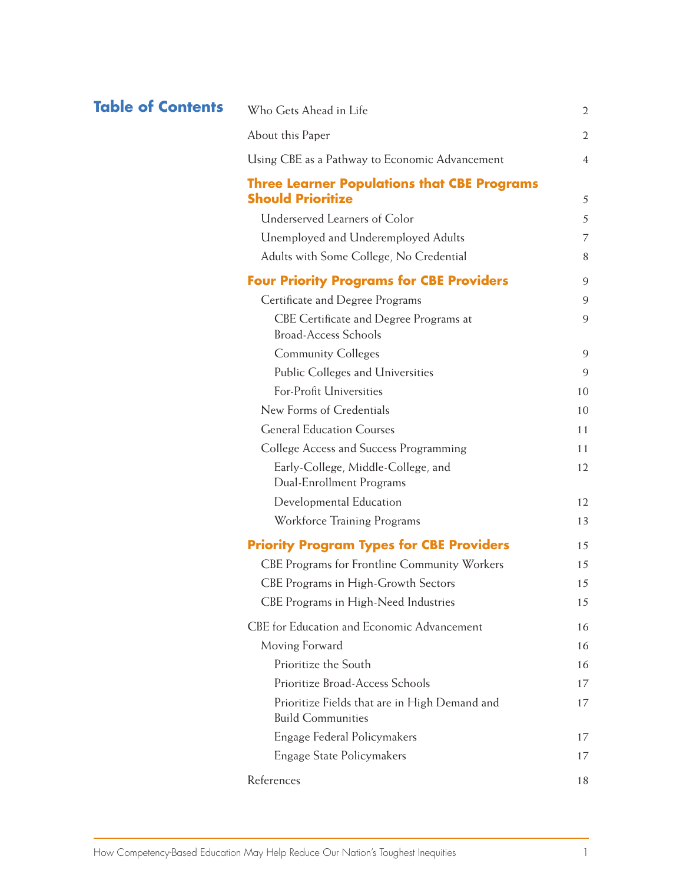## Table of Contents

| | |
|---|---|
| Who Gets Ahead in Life | 2 |
| About this Paper | 2 |
| Using CBE as a Pathway to Economic Advancement | 4 |
| **Three Learner Populations that CBE Programs Should Prioritize** | 5 |
| Underserved Learners of Color | 5 |
| Unemployed and Underemployed Adults | 7 |
| Adults with Some College, No Credential | 8 |
| **Four Priority Programs for CBE Providers** | 9 |
| Certificate and Degree Programs | 9 |
| CBE Certificate and Degree Programs at Broad-Access Schools | 9 |
| Community Colleges | 9 |
| Public Colleges and Universities | 9 |
| For-Profit Universities | 10 |
| New Forms of Credentials | 10 |
| General Education Courses | 11 |
| College Access and Success Programming | 11 |
| Early-College, Middle-College, and Dual-Enrollment Programs | 12 |
| Developmental Education | 12 |
| Workforce Training Programs | 13 |
| **Priority Program Types for CBE Providers** | 15 |
| CBE Programs for Frontline Community Workers | 15 |
| CBE Programs in High-Growth Sectors | 15 |
| CBE Programs in High-Need Industries | 15 |
| CBE for Education and Economic Advancement | 16 |
| Moving Forward | 16 |
| Prioritize the South | 16 |
| Prioritize Broad-Access Schools | 17 |
| Prioritize Fields that are in High Demand and Build Communities | 17 |
| Engage Federal Policymakers | 17 |
| Engage State Policymakers | 17 |
| References | 18 |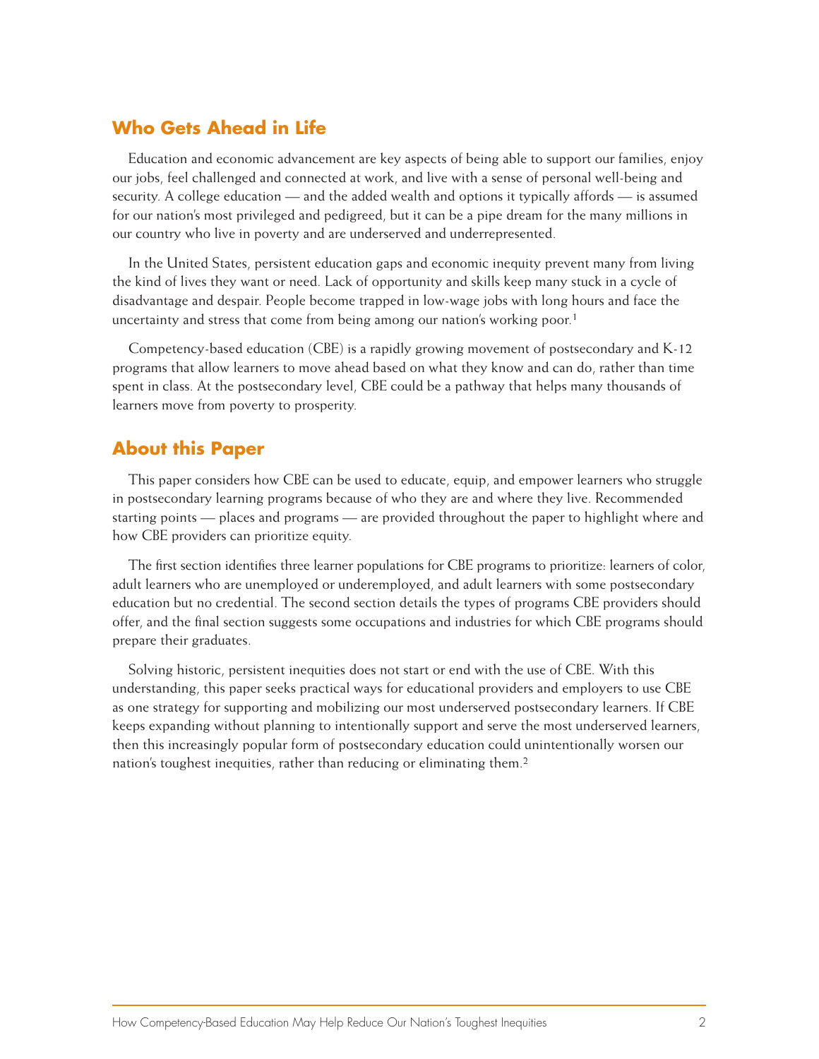## Who Gets Ahead in Life

Education and economic advancement are key aspects of being able to support our families, enjoy our jobs, feel challenged and connected at work, and live with a sense of personal well-being and security. A college education — and the added wealth and options it typically affords — is assumed for our nation's most privileged and pedigreed, but it can be a pipe dream for the many millions in our country who live in poverty and are underserved and underrepresented.

In the United States, persistent education gaps and economic inequity prevent many from living the kind of lives they want or need. Lack of opportunity and skills keep many stuck in a cycle of disadvantage and despair. People become trapped in low-wage jobs with long hours and face the uncertainty and stress that come from being among our nation's working poor.[1]

Competency-based education (CBE) is a rapidly growing movement of postsecondary and K-12 programs that allow learners to move ahead based on what they know and can do, rather than time spent in class. At the postsecondary level, CBE could be a pathway that helps many thousands of learners move from poverty to prosperity.

## About this Paper

This paper considers how CBE can be used to educate, equip, and empower learners who struggle in postsecondary learning programs because of who they are and where they live. Recommended starting points — places and programs — are provided throughout the paper to highlight where and how CBE providers can prioritize equity.

The first section identifies three learner populations for CBE programs to prioritize: learners of color, adult learners who are unemployed or underemployed, and adult learners with some postsecondary education but no credential. The second section details the types of programs CBE providers should offer, and the final section suggests some occupations and industries for which CBE programs should prepare their graduates.

Solving historic, persistent inequities does not start or end with the use of CBE. With this understanding, this paper seeks practical ways for educational providers and employers to use CBE as one strategy for supporting and mobilizing our most underserved postsecondary learners. If CBE keeps expanding without planning to intentionally support and serve the most underserved learners, then this increasingly popular form of postsecondary education could unintentionally worsen our nation's toughest inequities, rather than reducing or eliminating them.[2]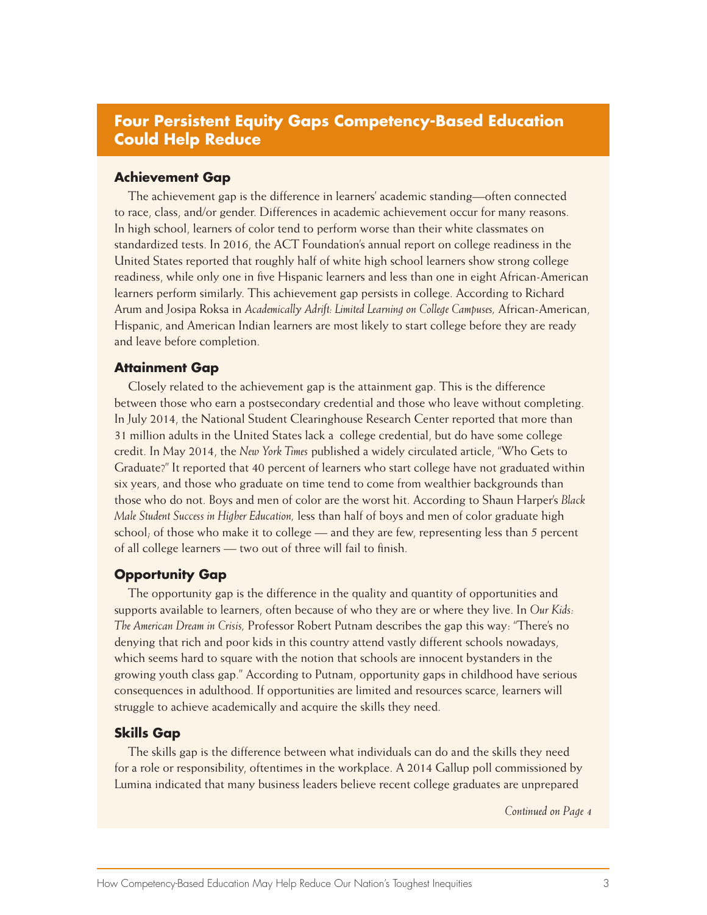## Four Persistent Equity Gaps Competency-Based Education Could Help Reduce

### Achievement Gap

The achievement gap is the difference in learners' academic standing—often connected to race, class, and/or gender. Differences in academic achievement occur for many reasons. In high school, learners of color tend to perform worse than their white classmates on standardized tests. In 2016, the ACT Foundation's annual report on college readiness in the United States reported that roughly half of white high school learners show strong college readiness, while only one in five Hispanic learners and less than one in eight African-American learners perform similarly. This achievement gap persists in college. According to Richard Arum and Josipa Roksa in *Academically Adrift: Limited Learning on College Campuses,* African-American, Hispanic, and American Indian learners are most likely to start college before they are ready and leave before completion.

### Attainment Gap

Closely related to the achievement gap is the attainment gap. This is the difference between those who earn a postsecondary credential and those who leave without completing. In July 2014, the National Student Clearinghouse Research Center reported that more than 31 million adults in the United States lack a college credential, but do have some college credit. In May 2014, the *New York Times* published a widely circulated article, "Who Gets to Graduate?" It reported that 40 percent of learners who start college have not graduated within six years, and those who graduate on time tend to come from wealthier backgrounds than those who do not. Boys and men of color are the worst hit. According to Shaun Harper's *Black Male Student Success in Higher Education,* less than half of boys and men of color graduate high school; of those who make it to college — and they are few, representing less than 5 percent of all college learners — two out of three will fail to finish.

### Opportunity Gap

The opportunity gap is the difference in the quality and quantity of opportunities and supports available to learners, often because of who they are or where they live. In *Our Kids: The American Dream in Crisis,* Professor Robert Putnam describes the gap this way: "There's no denying that rich and poor kids in this country attend vastly different schools nowadays, which seems hard to square with the notion that schools are innocent bystanders in the growing youth class gap." According to Putnam, opportunity gaps in childhood have serious consequences in adulthood. If opportunities are limited and resources scarce, learners will struggle to achieve academically and acquire the skills they need.

### Skills Gap

The skills gap is the difference between what individuals can do and the skills they need for a role or responsibility, oftentimes in the workplace. A 2014 Gallup poll commissioned by Lumina indicated that many business leaders believe recent college graduates are unprepared

*Continued on Page 4*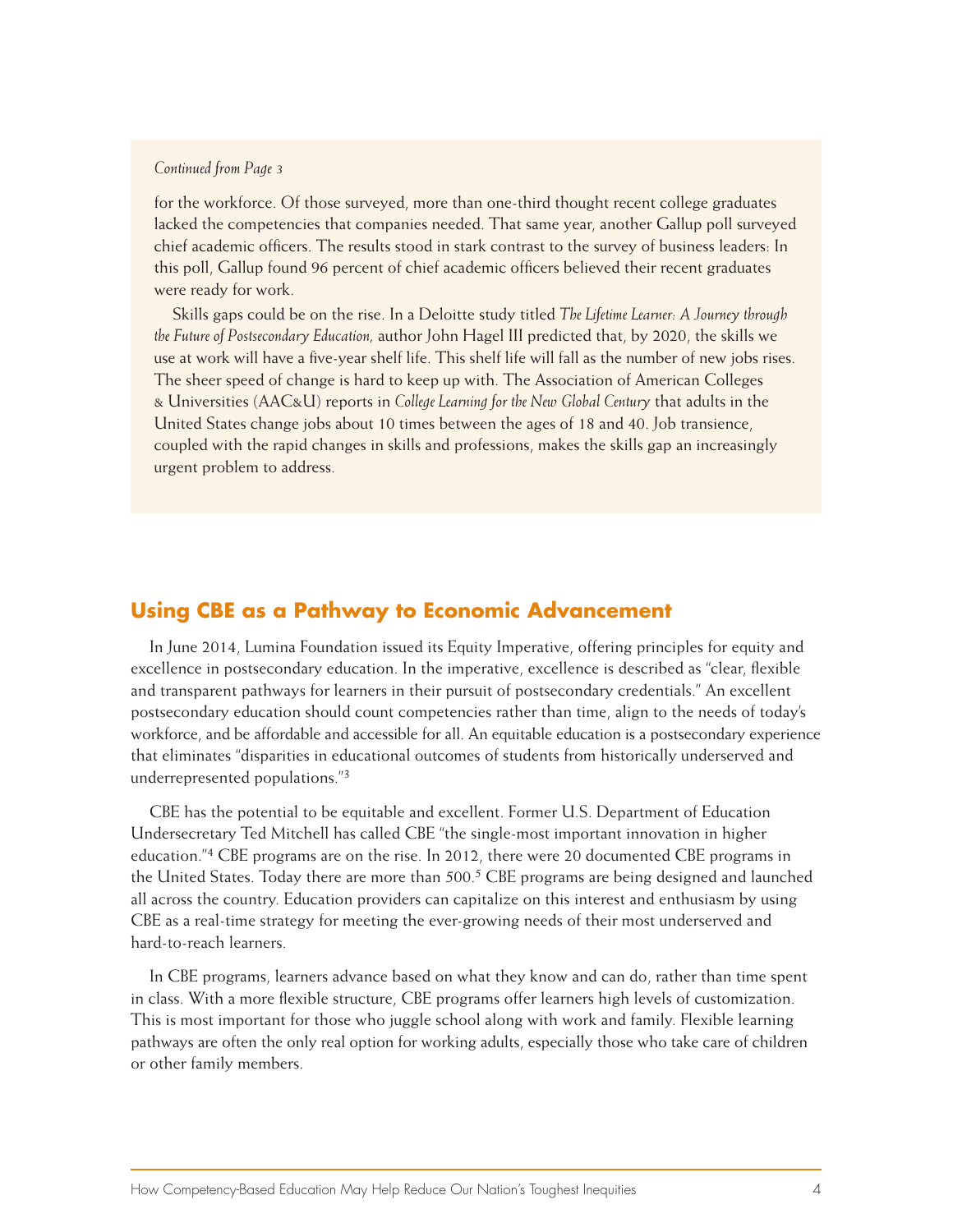*Continued from Page 3*

for the workforce. Of those surveyed, more than one-third thought recent college graduates lacked the competencies that companies needed. That same year, another Gallup poll surveyed chief academic officers. The results stood in stark contrast to the survey of business leaders: In this poll, Gallup found 96 percent of chief academic officers believed their recent graduates were ready for work.

Skills gaps could be on the rise. In a Deloitte study titled *The Lifetime Learner: A Journey through the Future of Postsecondary Education*, author John Hagel III predicted that, by 2020, the skills we use at work will have a five-year shelf life. This shelf life will fall as the number of new jobs rises. The sheer speed of change is hard to keep up with. The Association of American Colleges & Universities (AAC&U) reports in *College Learning for the New Global Century* that adults in the United States change jobs about 10 times between the ages of 18 and 40. Job transience, coupled with the rapid changes in skills and professions, makes the skills gap an increasingly urgent problem to address.

## Using CBE as a Pathway to Economic Advancement

In June 2014, Lumina Foundation issued its Equity Imperative, offering principles for equity and excellence in postsecondary education. In the imperative, excellence is described as "clear, flexible and transparent pathways for learners in their pursuit of postsecondary credentials." An excellent postsecondary education should count competencies rather than time, align to the needs of today's workforce, and be affordable and accessible for all. An equitable education is a postsecondary experience that eliminates "disparities in educational outcomes of students from historically underserved and underrepresented populations."[3]

CBE has the potential to be equitable and excellent. Former U.S. Department of Education Undersecretary Ted Mitchell has called CBE "the single-most important innovation in higher education."[4] CBE programs are on the rise. In 2012, there were 20 documented CBE programs in the United States. Today there are more than 500.[5] CBE programs are being designed and launched all across the country. Education providers can capitalize on this interest and enthusiasm by using CBE as a real-time strategy for meeting the ever-growing needs of their most underserved and hard-to-reach learners.

In CBE programs, learners advance based on what they know and can do, rather than time spent in class. With a more flexible structure, CBE programs offer learners high levels of customization. This is most important for those who juggle school along with work and family. Flexible learning pathways are often the only real option for working adults, especially those who take care of children or other family members.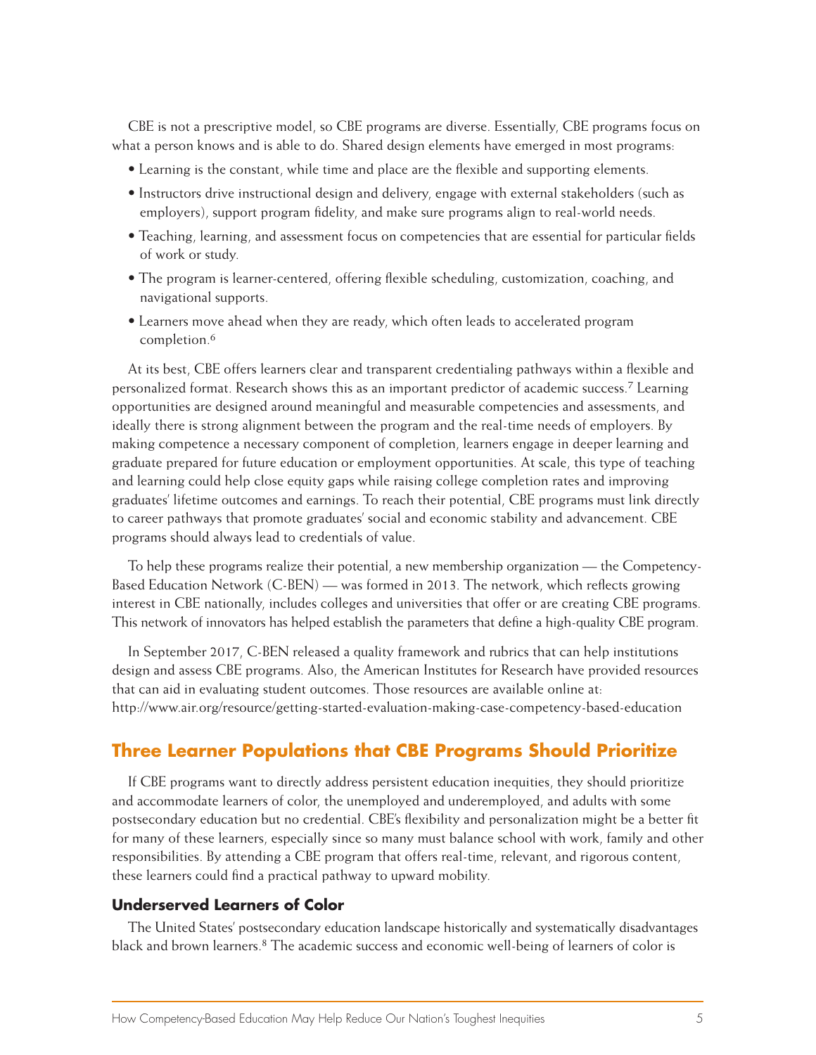CBE is not a prescriptive model, so CBE programs are diverse. Essentially, CBE programs focus on what a person knows and is able to do. Shared design elements have emerged in most programs:

- Learning is the constant, while time and place are the flexible and supporting elements.
- Instructors drive instructional design and delivery, engage with external stakeholders (such as employers), support program fidelity, and make sure programs align to real-world needs.
- Teaching, learning, and assessment focus on competencies that are essential for particular fields of work or study.
- The program is learner-centered, offering flexible scheduling, customization, coaching, and navigational supports.
- Learners move ahead when they are ready, which often leads to accelerated program completion.[6]

At its best, CBE offers learners clear and transparent credentialing pathways within a flexible and personalized format. Research shows this as an important predictor of academic success.[7] Learning opportunities are designed around meaningful and measurable competencies and assessments, and ideally there is strong alignment between the program and the real-time needs of employers. By making competence a necessary component of completion, learners engage in deeper learning and graduate prepared for future education or employment opportunities. At scale, this type of teaching and learning could help close equity gaps while raising college completion rates and improving graduates' lifetime outcomes and earnings. To reach their potential, CBE programs must link directly to career pathways that promote graduates' social and economic stability and advancement. CBE programs should always lead to credentials of value.

To help these programs realize their potential, a new membership organization — the Competency-Based Education Network (C-BEN) — was formed in 2013. The network, which reflects growing interest in CBE nationally, includes colleges and universities that offer or are creating CBE programs. This network of innovators has helped establish the parameters that define a high-quality CBE program.

In September 2017, C-BEN released a quality framework and rubrics that can help institutions design and assess CBE programs. Also, the American Institutes for Research have provided resources that can aid in evaluating student outcomes. Those resources are available online at: http://www.air.org/resource/getting-started-evaluation-making-case-competency-based-education

## Three Learner Populations that CBE Programs Should Prioritize

If CBE programs want to directly address persistent education inequities, they should prioritize and accommodate learners of color, the unemployed and underemployed, and adults with some postsecondary education but no credential. CBE's flexibility and personalization might be a better fit for many of these learners, especially since so many must balance school with work, family and other responsibilities. By attending a CBE program that offers real-time, relevant, and rigorous content, these learners could find a practical pathway to upward mobility.

### Underserved Learners of Color

The United States' postsecondary education landscape historically and systematically disadvantages black and brown learners.[8] The academic success and economic well-being of learners of color is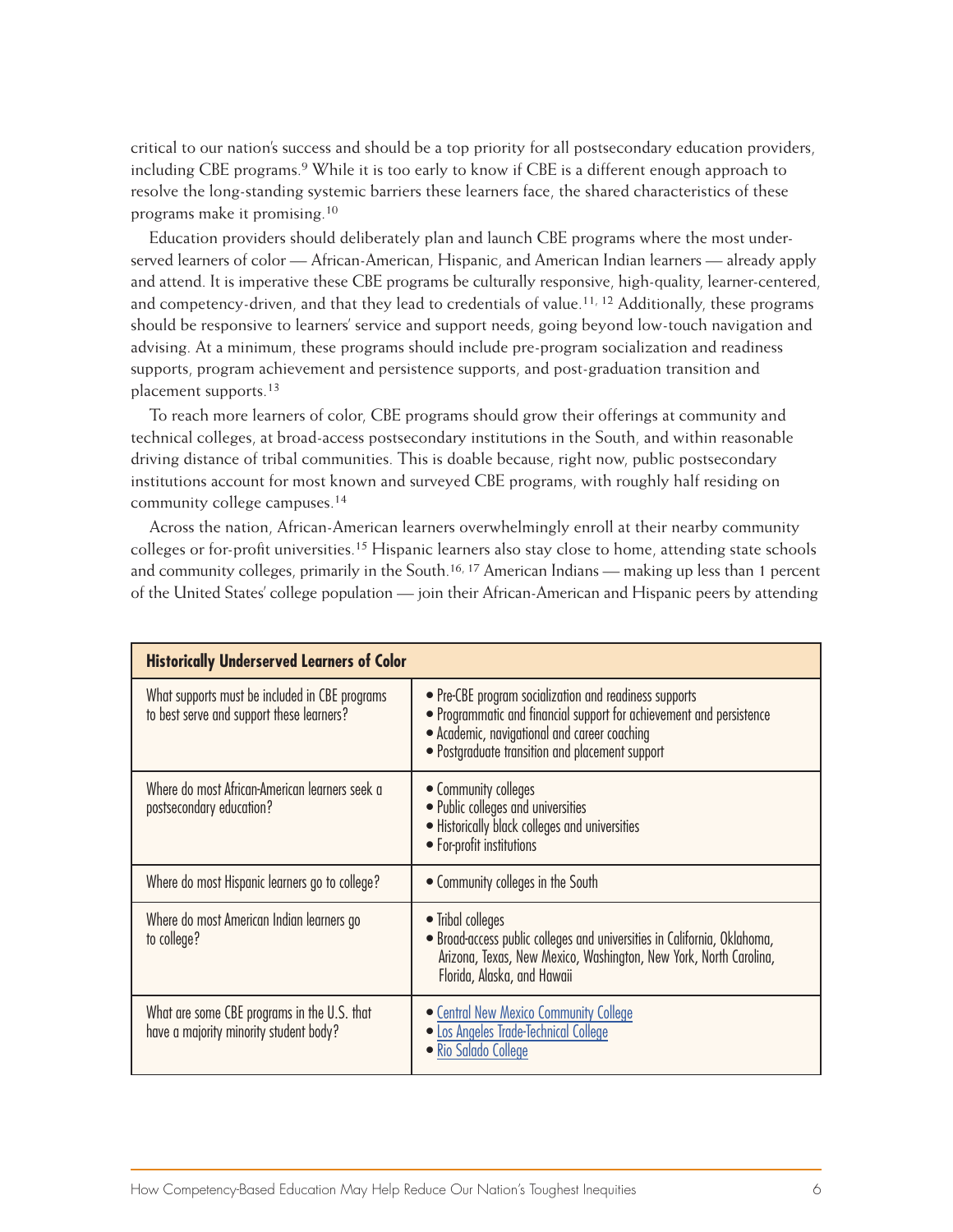critical to our nation's success and should be a top priority for all postsecondary education providers, including CBE programs.[9] While it is too early to know if CBE is a different enough approach to resolve the long-standing systemic barriers these learners face, the shared characteristics of these programs make it promising.[10]

Education providers should deliberately plan and launch CBE programs where the most underserved learners of color — African-American, Hispanic, and American Indian learners — already apply and attend. It is imperative these CBE programs be culturally responsive, high-quality, learner-centered, and competency-driven, and that they lead to credentials of value.[11, 12] Additionally, these programs should be responsive to learners' service and support needs, going beyond low-touch navigation and advising. At a minimum, these programs should include pre-program socialization and readiness supports, program achievement and persistence supports, and post-graduation transition and placement supports.[13]

To reach more learners of color, CBE programs should grow their offerings at community and technical colleges, at broad-access postsecondary institutions in the South, and within reasonable driving distance of tribal communities. This is doable because, right now, public postsecondary institutions account for most known and surveyed CBE programs, with roughly half residing on community college campuses.[14]

Across the nation, African-American learners overwhelmingly enroll at their nearby community colleges or for-profit universities.[15] Hispanic learners also stay close to home, attending state schools and community colleges, primarily in the South.[16, 17] American Indians — making up less than 1 percent of the United States' college population — join their African-American and Hispanic peers by attending

| **Historically Underserved Learners of Color** | |
|---|---|
| What supports must be included in CBE programs to best serve and support these learners? | • Pre-CBE program socialization and readiness supports<br>• Programmatic and financial support for achievement and persistence<br>• Academic, navigational and career coaching<br>• Postgraduate transition and placement support |
| Where do most African-American learners seek a postsecondary education? | • Community colleges<br>• Public colleges and universities<br>• Historically black colleges and universities<br>• For-profit institutions |
| Where do most Hispanic learners go to college? | • Community colleges in the South |
| Where do most American Indian learners go to college? | • Tribal colleges<br>• Broad-access public colleges and universities in California, Oklahoma, Arizona, Texas, New Mexico, Washington, New York, North Carolina, Florida, Alaska, and Hawaii |
| What are some CBE programs in the U.S. that have a majority minority student body? | • Central New Mexico Community College<br>• Los Angeles Trade-Technical College<br>• Rio Salado College |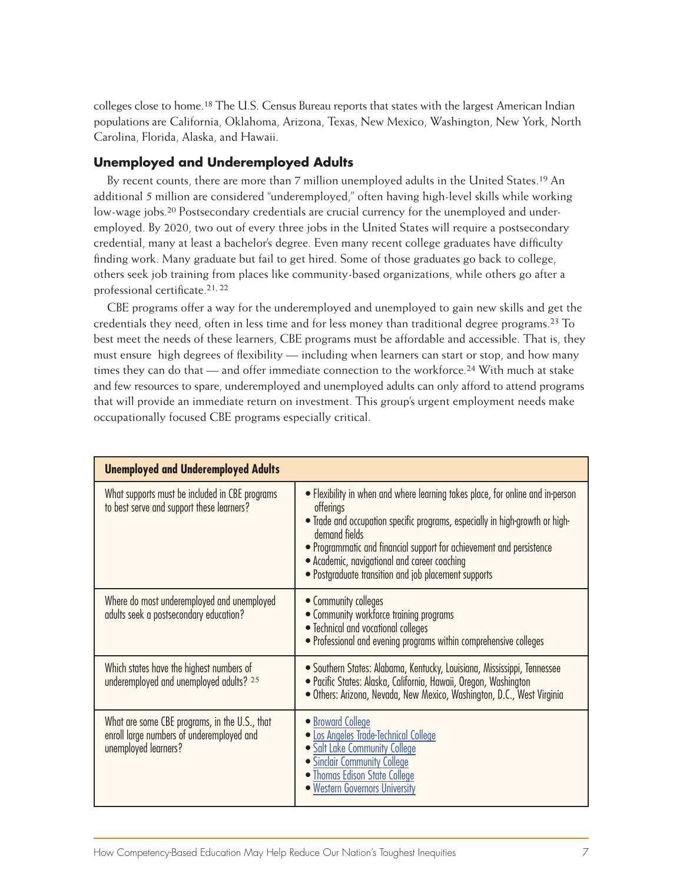colleges close to home.[18] The U.S. Census Bureau reports that states with the largest American Indian populations are California, Oklahoma, Arizona, Texas, New Mexico, Washington, New York, North Carolina, Florida, Alaska, and Hawaii.

### Unemployed and Underemployed Adults

By recent counts, there are more than 7 million unemployed adults in the United States.[19] An additional 5 million are considered "underemployed," often having high-level skills while working low-wage jobs.[20] Postsecondary credentials are crucial currency for the unemployed and underemployed. By 2020, two out of every three jobs in the United States will require a postsecondary credential, many at least a bachelor's degree. Even many recent college graduates have difficulty finding work. Many graduate but fail to get hired. Some of those graduates go back to college, others seek job training from places like community-based organizations, while others go after a professional certificate.[21, 22]

CBE programs offer a way for the underemployed and unemployed to gain new skills and get the credentials they need, often in less time and for less money than traditional degree programs.[23] To best meet the needs of these learners, CBE programs must be affordable and accessible. That is, they must ensure high degrees of flexibility — including when learners can start or stop, and how many times they can do that — and offer immediate connection to the workforce.[24] With much at stake and few resources to spare, underemployed and unemployed adults can only afford to attend programs that will provide an immediate return on investment. This group's urgent employment needs make occupationally focused CBE programs especially critical.

| **Unemployed and Underemployed Adults** | |
|---|---|
| What supports must be included in CBE programs to best serve and support these learners? | • Flexibility in when and where learning takes place, for online and in-person offerings<br>• Trade and occupation specific programs, especially in high-growth or high-demand fields<br>• Programmatic and financial support for achievement and persistence<br>• Academic, navigational and career coaching<br>• Postgraduate transition and job placement supports |
| Where do most underemployed and unemployed adults seek a postsecondary education? | • Community colleges<br>• Community workforce training programs<br>• Technical and vocational colleges<br>• Professional and evening programs within comprehensive colleges |
| Which states have the highest numbers of underemployed and unemployed adults? [25] | • Southern States: Alabama, Kentucky, Louisiana, Mississippi, Tennessee<br>• Pacific States: Alaska, California, Hawaii, Oregon, Washington<br>• Others: Arizona, Nevada, New Mexico, Washington, D.C., West Virginia |
| What are some CBE programs, in the U.S., that enroll large numbers of underemployed and unemployed learners? | • Broward College<br>• Los Angeles Trade-Technical College<br>• Salt Lake Community College<br>• Sinclair Community College<br>• Thomas Edison State College<br>• Western Governors University |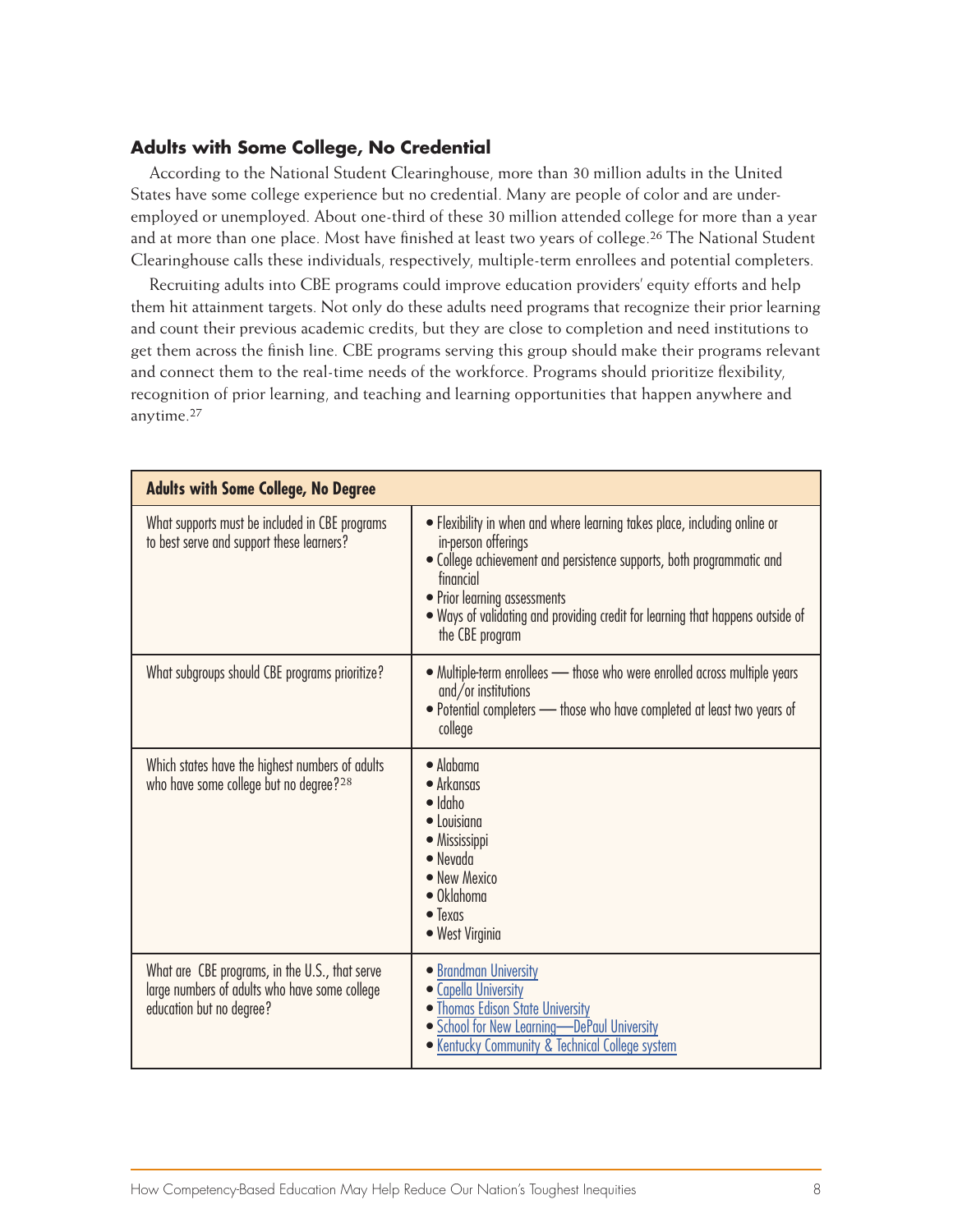## Adults with Some College, No Credential

According to the National Student Clearinghouse, more than 30 million adults in the United States have some college experience but no credential. Many are people of color and are under-employed or unemployed. About one-third of these 30 million attended college for more than a year and at more than one place. Most have finished at least two years of college.[26] The National Student Clearinghouse calls these individuals, respectively, multiple-term enrollees and potential completers.

Recruiting adults into CBE programs could improve education providers' equity efforts and help them hit attainment targets. Not only do these adults need programs that recognize their prior learning and count their previous academic credits, but they are close to completion and need institutions to get them across the finish line. CBE programs serving this group should make their programs relevant and connect them to the real-time needs of the workforce. Programs should prioritize flexibility, recognition of prior learning, and teaching and learning opportunities that happen anywhere and anytime.[27]

| **Adults with Some College, No Degree** | |
|---|---|
| What supports must be included in CBE programs to best serve and support these learners? | • Flexibility in when and where learning takes place, including online or in-person offerings<br>• College achievement and persistence supports, both programmatic and financial<br>• Prior learning assessments<br>• Ways of validating and providing credit for learning that happens outside of the CBE program |
| What subgroups should CBE programs prioritize? | • Multiple-term enrollees — those who were enrolled across multiple years and/or institutions<br>• Potential completers — those who have completed at least two years of college |
| Which states have the highest numbers of adults who have some college but no degree?[28] | • Alabama<br>• Arkansas<br>• Idaho<br>• Louisiana<br>• Mississippi<br>• Nevada<br>• New Mexico<br>• Oklahoma<br>• Texas<br>• West Virginia |
| What are CBE programs, in the U.S., that serve large numbers of adults who have some college education but no degree? | • Brandman University<br>• Capella University<br>• Thomas Edison State University<br>• School for New Learning—DePaul University<br>• Kentucky Community & Technical College system |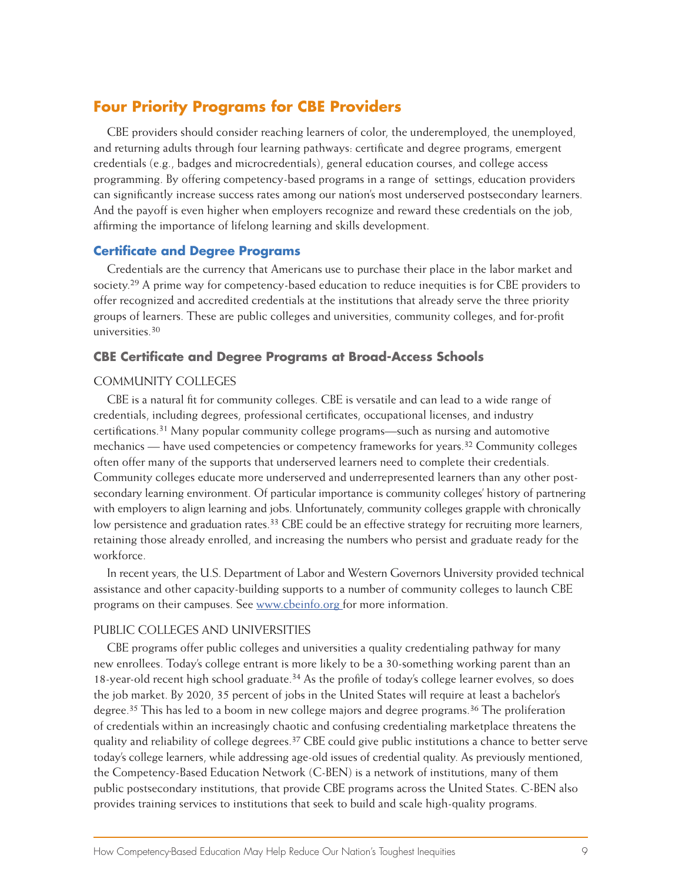## Four Priority Programs for CBE Providers

CBE providers should consider reaching learners of color, the underemployed, the unemployed, and returning adults through four learning pathways: certificate and degree programs, emergent credentials (e.g., badges and microcredentials), general education courses, and college access programming. By offering competency-based programs in a range of settings, education providers can significantly increase success rates among our nation's most underserved postsecondary learners. And the payoff is even higher when employers recognize and reward these credentials on the job, affirming the importance of lifelong learning and skills development.

### Certificate and Degree Programs

Credentials are the currency that Americans use to purchase their place in the labor market and society.[29] A prime way for competency-based education to reduce inequities is for CBE providers to offer recognized and accredited credentials at the institutions that already serve the three priority groups of learners. These are public colleges and universities, community colleges, and for-profit universities.[30]

### CBE Certificate and Degree Programs at Broad-Access Schools

#### COMMUNITY COLLEGES

CBE is a natural fit for community colleges. CBE is versatile and can lead to a wide range of credentials, including degrees, professional certificates, occupational licenses, and industry certifications.[31] Many popular community college programs—such as nursing and automotive mechanics — have used competencies or competency frameworks for years.[32] Community colleges often offer many of the supports that underserved learners need to complete their credentials. Community colleges educate more underserved and underrepresented learners than any other post-secondary learning environment. Of particular importance is community colleges' history of partnering with employers to align learning and jobs. Unfortunately, community colleges grapple with chronically low persistence and graduation rates.[33] CBE could be an effective strategy for recruiting more learners, retaining those already enrolled, and increasing the numbers who persist and graduate ready for the workforce.

In recent years, the U.S. Department of Labor and Western Governors University provided technical assistance and other capacity-building supports to a number of community colleges to launch CBE programs on their campuses. See [www.cbeinfo.org](http://www.cbeinfo.org) for more information.

#### PUBLIC COLLEGES AND UNIVERSITIES

CBE programs offer public colleges and universities a quality credentialing pathway for many new enrollees. Today's college entrant is more likely to be a 30-something working parent than an 18-year-old recent high school graduate.[34] As the profile of today's college learner evolves, so does the job market. By 2020, 35 percent of jobs in the United States will require at least a bachelor's degree.[35] This has led to a boom in new college majors and degree programs.[36] The proliferation of credentials within an increasingly chaotic and confusing credentialing marketplace threatens the quality and reliability of college degrees.[37] CBE could give public institutions a chance to better serve today's college learners, while addressing age-old issues of credential quality. As previously mentioned, the Competency-Based Education Network (C-BEN) is a network of institutions, many of them public postsecondary institutions, that provide CBE programs across the United States. C-BEN also provides training services to institutions that seek to build and scale high-quality programs.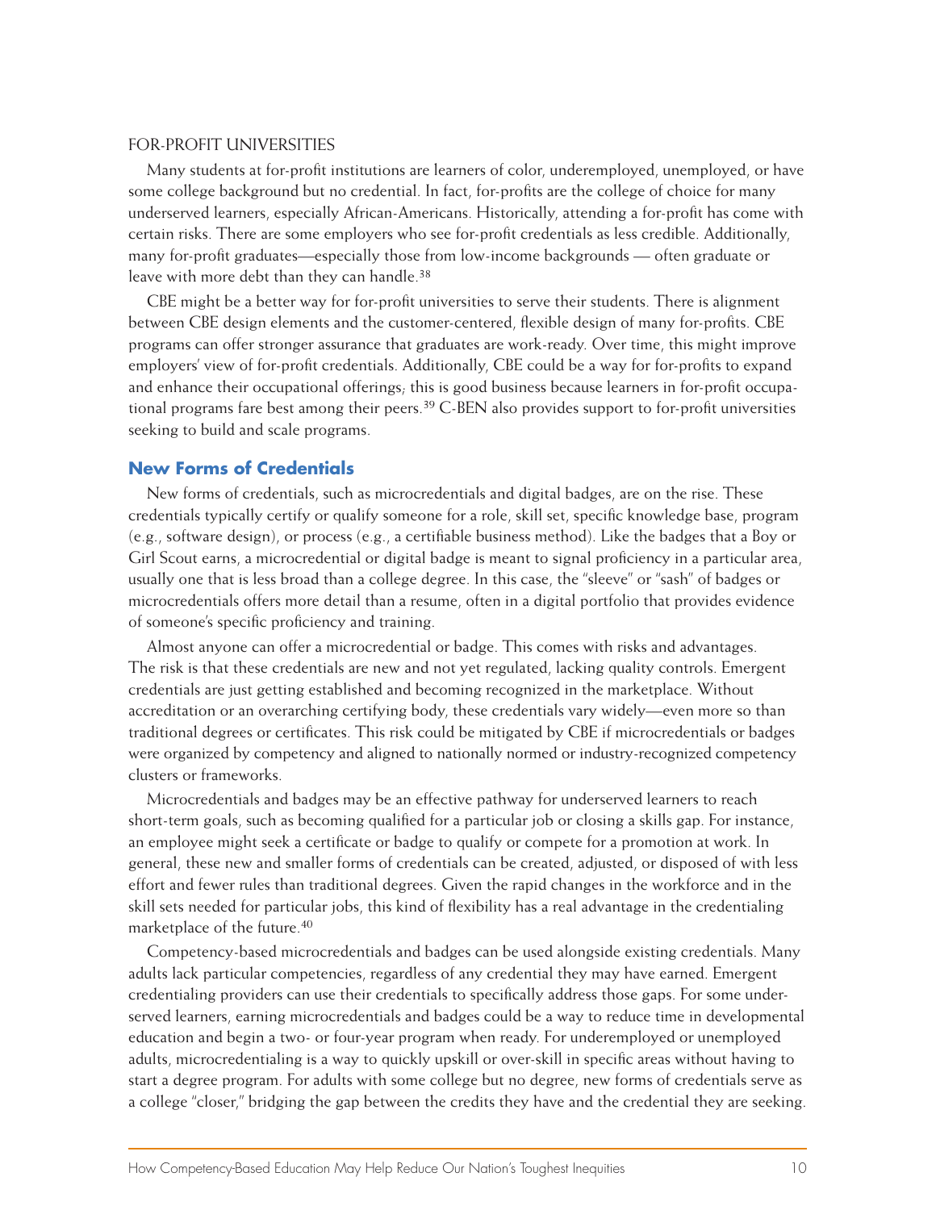FOR-PROFIT UNIVERSITIES

Many students at for-profit institutions are learners of color, underemployed, unemployed, or have some college background but no credential. In fact, for-profits are the college of choice for many underserved learners, especially African-Americans. Historically, attending a for-profit has come with certain risks. There are some employers who see for-profit credentials as less credible. Additionally, many for-profit graduates—especially those from low-income backgrounds — often graduate or leave with more debt than they can handle.[38]

CBE might be a better way for for-profit universities to serve their students. There is alignment between CBE design elements and the customer-centered, flexible design of many for-profits. CBE programs can offer stronger assurance that graduates are work-ready. Over time, this might improve employers' view of for-profit credentials. Additionally, CBE could be a way for for-profits to expand and enhance their occupational offerings; this is good business because learners in for-profit occupational programs fare best among their peers.[39] C-BEN also provides support to for-profit universities seeking to build and scale programs.

## New Forms of Credentials

New forms of credentials, such as microcredentials and digital badges, are on the rise. These credentials typically certify or qualify someone for a role, skill set, specific knowledge base, program (e.g., software design), or process (e.g., a certifiable business method). Like the badges that a Boy or Girl Scout earns, a microcredential or digital badge is meant to signal proficiency in a particular area, usually one that is less broad than a college degree. In this case, the "sleeve" or "sash" of badges or microcredentials offers more detail than a resume, often in a digital portfolio that provides evidence of someone's specific proficiency and training.

Almost anyone can offer a microcredential or badge. This comes with risks and advantages. The risk is that these credentials are new and not yet regulated, lacking quality controls. Emergent credentials are just getting established and becoming recognized in the marketplace. Without accreditation or an overarching certifying body, these credentials vary widely—even more so than traditional degrees or certificates. This risk could be mitigated by CBE if microcredentials or badges were organized by competency and aligned to nationally normed or industry-recognized competency clusters or frameworks.

Microcredentials and badges may be an effective pathway for underserved learners to reach short-term goals, such as becoming qualified for a particular job or closing a skills gap. For instance, an employee might seek a certificate or badge to qualify or compete for a promotion at work. In general, these new and smaller forms of credentials can be created, adjusted, or disposed of with less effort and fewer rules than traditional degrees. Given the rapid changes in the workforce and in the skill sets needed for particular jobs, this kind of flexibility has a real advantage in the credentialing marketplace of the future.[40]

Competency-based microcredentials and badges can be used alongside existing credentials. Many adults lack particular competencies, regardless of any credential they may have earned. Emergent credentialing providers can use their credentials to specifically address those gaps. For some underserved learners, earning microcredentials and badges could be a way to reduce time in developmental education and begin a two- or four-year program when ready. For underemployed or unemployed adults, microcredentialing is a way to quickly upskill or over-skill in specific areas without having to start a degree program. For adults with some college but no degree, new forms of credentials serve as a college "closer," bridging the gap between the credits they have and the credential they are seeking.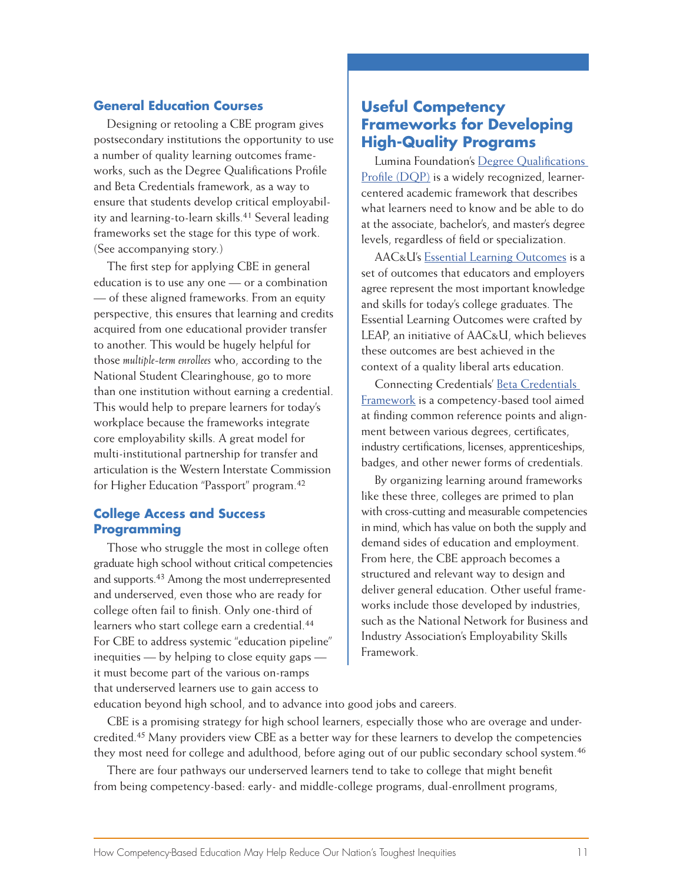### General Education Courses

Designing or retooling a CBE program gives postsecondary institutions the opportunity to use a number of quality learning outcomes frameworks, such as the Degree Qualifications Profile and Beta Credentials framework, as a way to ensure that students develop critical employability and learning-to-learn skills.[41] Several leading frameworks set the stage for this type of work. (See accompanying story.)

The first step for applying CBE in general education is to use any one — or a combination — of these aligned frameworks. From an equity perspective, this ensures that learning and credits acquired from one educational provider transfer to another. This would be hugely helpful for those *multiple-term enrollees* who, according to the National Student Clearinghouse, go to more than one institution without earning a credential. This would help to prepare learners for today's workplace because the frameworks integrate core employability skills. A great model for multi-institutional partnership for transfer and articulation is the Western Interstate Commission for Higher Education "Passport" program.[42]

## Useful Competency Frameworks for Developing High-Quality Programs

Lumina Foundation's [Degree Qualifications Profile (DQP)]() is a widely recognized, learner-centered academic framework that describes what learners need to know and be able to do at the associate, bachelor's, and master's degree levels, regardless of field or specialization.

AAC&U's [Essential Learning Outcomes]() is a set of outcomes that educators and employers agree represent the most important knowledge and skills for today's college graduates. The Essential Learning Outcomes were crafted by LEAP, an initiative of AAC&U, which believes these outcomes are best achieved in the context of a quality liberal arts education.

Connecting Credentials' [Beta Credentials Framework]() is a competency-based tool aimed at finding common reference points and alignment between various degrees, certificates, industry certifications, licenses, apprenticeships, badges, and other newer forms of credentials.

By organizing learning around frameworks like these three, colleges are primed to plan with cross-cutting and measurable competencies in mind, which has value on both the supply and demand sides of education and employment. From here, the CBE approach becomes a structured and relevant way to design and deliver general education. Other useful frameworks include those developed by industries, such as the National Network for Business and Industry Association's Employability Skills Framework.

### College Access and Success Programming

Those who struggle the most in college often graduate high school without critical competencies and supports.[43] Among the most underrepresented and underserved, even those who are ready for college often fail to finish. Only one-third of learners who start college earn a credential.[44] For CBE to address systemic "education pipeline" inequities — by helping to close equity gaps — it must become part of the various on-ramps that underserved learners use to gain access to education beyond high school, and to advance into good jobs and careers.

CBE is a promising strategy for high school learners, especially those who are overage and undercredited.[45] Many providers view CBE as a better way for these learners to develop the competencies they most need for college and adulthood, before aging out of our public secondary school system.[46]

There are four pathways our underserved learners tend to take to college that might benefit from being competency-based: early- and middle-college programs, dual-enrollment programs,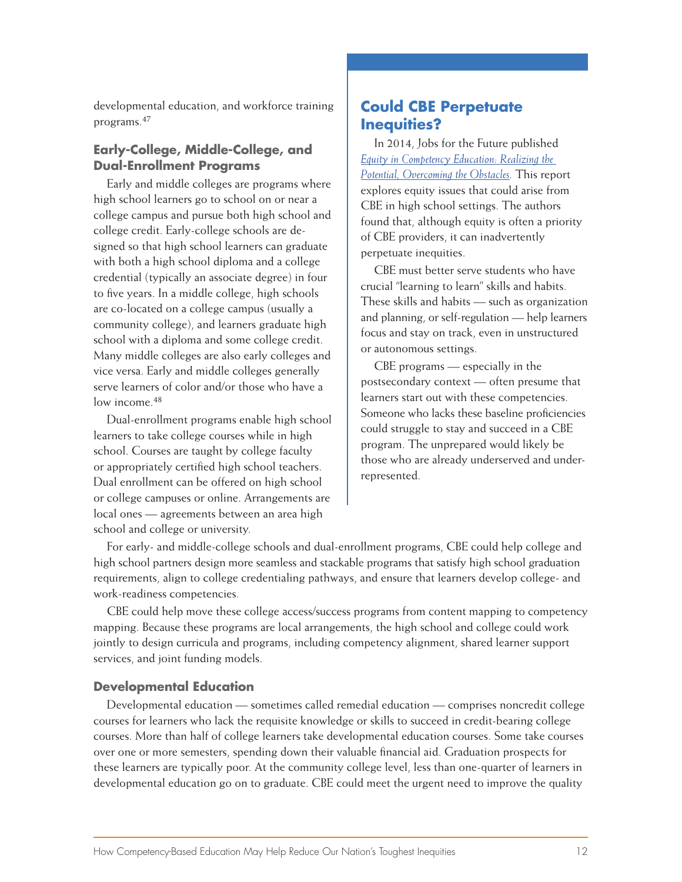developmental education, and workforce training programs.[47]

### Early-College, Middle-College, and Dual-Enrollment Programs

Early and middle colleges are programs where high school learners go to school on or near a college campus and pursue both high school and college credit. Early-college schools are designed so that high school learners can graduate with both a high school diploma and a college credential (typically an associate degree) in four to five years. In a middle college, high schools are co-located on a college campus (usually a community college), and learners graduate high school with a diploma and some college credit. Many middle colleges are also early colleges and vice versa. Early and middle colleges generally serve learners of color and/or those who have a low income.[48]

Dual-enrollment programs enable high school learners to take college courses while in high school. Courses are taught by college faculty or appropriately certified high school teachers. Dual enrollment can be offered on high school or college campuses or online. Arrangements are local ones — agreements between an area high school and college or university.

## Could CBE Perpetuate Inequities?

In 2014, Jobs for the Future published *Equity in Competency Education: Realizing the Potential, Overcoming the Obstacles*. This report explores equity issues that could arise from CBE in high school settings. The authors found that, although equity is often a priority of CBE providers, it can inadvertently perpetuate inequities.

CBE must better serve students who have crucial "learning to learn" skills and habits. These skills and habits — such as organization and planning, or self-regulation — help learners focus and stay on track, even in unstructured or autonomous settings.

CBE programs — especially in the postsecondary context — often presume that learners start out with these competencies. Someone who lacks these baseline proficiencies could struggle to stay and succeed in a CBE program. The unprepared would likely be those who are already underserved and underrepresented.

For early- and middle-college schools and dual-enrollment programs, CBE could help college and high school partners design more seamless and stackable programs that satisfy high school graduation requirements, align to college credentialing pathways, and ensure that learners develop college- and work-readiness competencies.

CBE could help move these college access/success programs from content mapping to competency mapping. Because these programs are local arrangements, the high school and college could work jointly to design curricula and programs, including competency alignment, shared learner support services, and joint funding models.

### Developmental Education

Developmental education — sometimes called remedial education — comprises noncredit college courses for learners who lack the requisite knowledge or skills to succeed in credit-bearing college courses. More than half of college learners take developmental education courses. Some take courses over one or more semesters, spending down their valuable financial aid. Graduation prospects for these learners are typically poor. At the community college level, less than one-quarter of learners in developmental education go on to graduate. CBE could meet the urgent need to improve the quality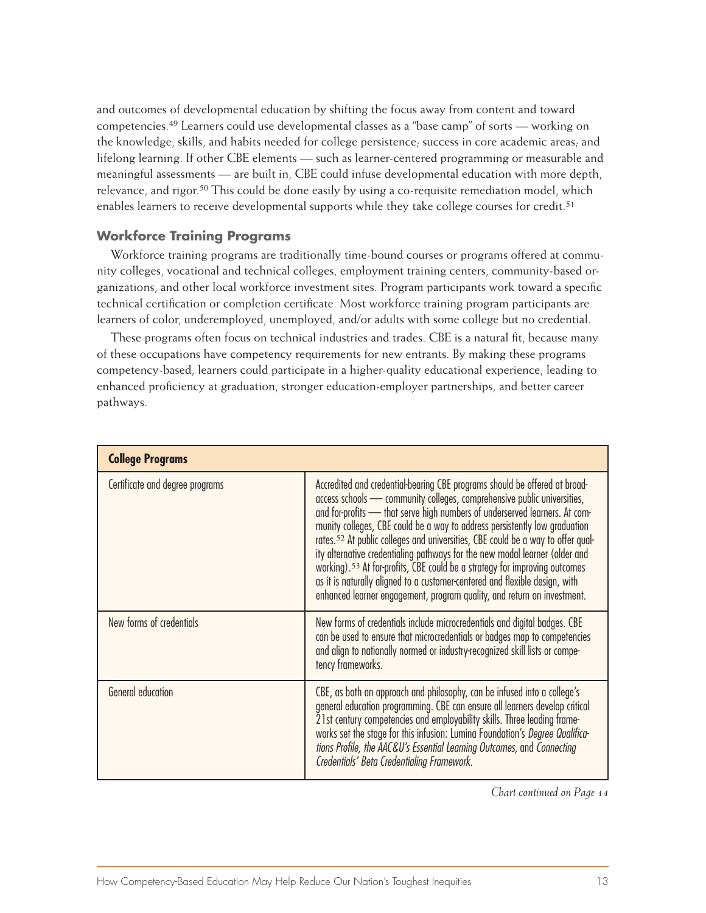and outcomes of developmental education by shifting the focus away from content and toward competencies.[49] Learners could use developmental classes as a "base camp" of sorts — working on the knowledge, skills, and habits needed for college persistence; success in core academic areas; and lifelong learning. If other CBE elements — such as learner-centered programming or measurable and meaningful assessments — are built in, CBE could infuse developmental education with more depth, relevance, and rigor.[50] This could be done easily by using a co-requisite remediation model, which enables learners to receive developmental supports while they take college courses for credit.[51]

### Workforce Training Programs

Workforce training programs are traditionally time-bound courses or programs offered at community colleges, vocational and technical colleges, employment training centers, community-based organizations, and other local workforce investment sites. Program participants work toward a specific technical certification or completion certificate. Most workforce training program participants are learners of color, underemployed, unemployed, and/or adults with some college but no credential.

These programs often focus on technical industries and trades. CBE is a natural fit, because many of these occupations have competency requirements for new entrants. By making these programs competency-based, learners could participate in a higher-quality educational experience, leading to enhanced proficiency at graduation, stronger education-employer partnerships, and better career pathways.

| **College Programs** | |
|---|---|
| Certificate and degree programs | Accredited and credential-bearing CBE programs should be offered at broad-access schools — community colleges, comprehensive public universities, and for-profits — that serve high numbers of underserved learners. At community colleges, CBE could be a way to address persistently low graduation rates.[52] At public colleges and universities, CBE could be a way to offer quality alternative credentialing pathways for the new modal learner (older and working).[53] At for-profits, CBE could be a strategy for improving outcomes as it is naturally aligned to a customer-centered and flexible design, with enhanced learner engagement, program quality, and return on investment. |
| New forms of credentials | New forms of credentials include microcredentials and digital badges. CBE can be used to ensure that microcredentials or badges map to competencies and align to nationally normed or industry-recognized skill lists or competency frameworks. |
| General education | CBE, as both an approach and philosophy, can be infused into a college's general education programming. CBE can ensure all learners develop critical 21st century competencies and employability skills. Three leading frameworks set the stage for this infusion: Lumina Foundation's *Degree Qualifications Profile, the AAC&U's Essential Learning Outcomes,* and *Connecting Credentials' Beta Credentialing Framework.* |

*Chart continued on Page 14*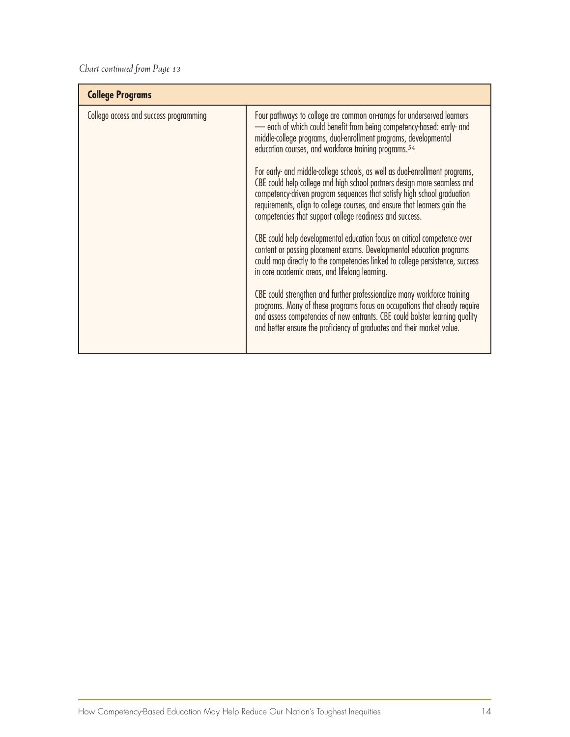*Chart continued from Page 13*

| College Programs | |
|---|---|
| College access and success programming | Four pathways to college are common on-ramps for underserved learners — each of which could benefit from being competency-based: early- and middle-college programs, dual-enrollment programs, developmental education courses, and workforce training programs.[54]<br><br>For early- and middle-college schools, as well as dual-enrollment programs, CBE could help college and high school partners design more seamless and competency-driven program sequences that satisfy high school graduation requirements, align to college courses, and ensure that learners gain the competencies that support college readiness and success.<br><br>CBE could help developmental education focus on critical competence over content or passing placement exams. Developmental education programs could map directly to the competencies linked to college persistence, success in core academic areas, and lifelong learning.<br><br>CBE could strengthen and further professionalize many workforce training programs. Many of these programs focus on occupations that already require and assess competencies of new entrants. CBE could bolster learning quality and better ensure the proficiency of graduates and their market value. |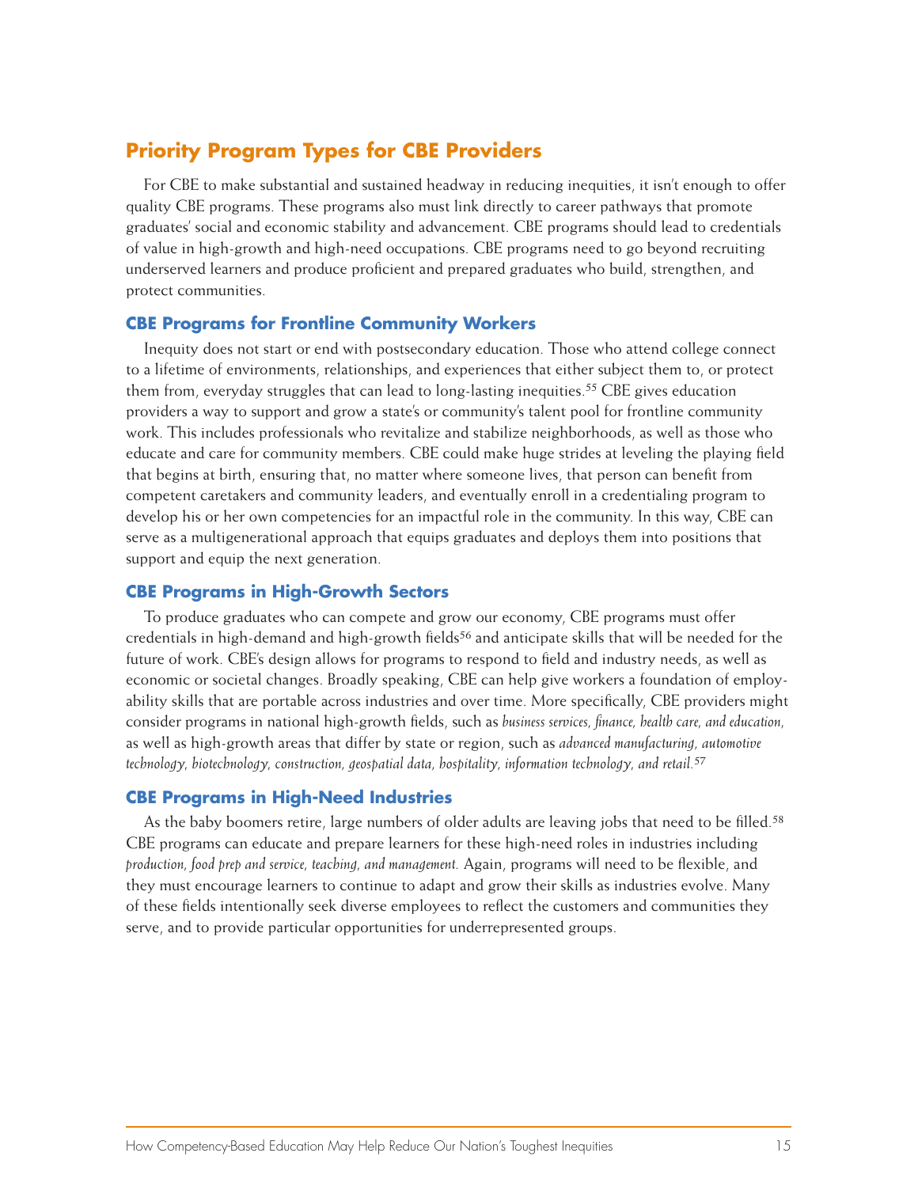## Priority Program Types for CBE Providers

For CBE to make substantial and sustained headway in reducing inequities, it isn't enough to offer quality CBE programs. These programs also must link directly to career pathways that promote graduates' social and economic stability and advancement. CBE programs should lead to credentials of value in high-growth and high-need occupations. CBE programs need to go beyond recruiting underserved learners and produce proficient and prepared graduates who build, strengthen, and protect communities.

### CBE Programs for Frontline Community Workers

Inequity does not start or end with postsecondary education. Those who attend college connect to a lifetime of environments, relationships, and experiences that either subject them to, or protect them from, everyday struggles that can lead to long-lasting inequities.[55] CBE gives education providers a way to support and grow a state's or community's talent pool for frontline community work. This includes professionals who revitalize and stabilize neighborhoods, as well as those who educate and care for community members. CBE could make huge strides at leveling the playing field that begins at birth, ensuring that, no matter where someone lives, that person can benefit from competent caretakers and community leaders, and eventually enroll in a credentialing program to develop his or her own competencies for an impactful role in the community. In this way, CBE can serve as a multigenerational approach that equips graduates and deploys them into positions that support and equip the next generation.

### CBE Programs in High-Growth Sectors

To produce graduates who can compete and grow our economy, CBE programs must offer credentials in high-demand and high-growth fields[56] and anticipate skills that will be needed for the future of work. CBE's design allows for programs to respond to field and industry needs, as well as economic or societal changes. Broadly speaking, CBE can help give workers a foundation of employability skills that are portable across industries and over time. More specifically, CBE providers might consider programs in national high-growth fields, such as *business services, finance, health care, and education,* as well as high-growth areas that differ by state or region, such as *advanced manufacturing, automotive technology, biotechnology, construction, geospatial data, hospitality, information technology, and retail.*[57]

### CBE Programs in High-Need Industries

As the baby boomers retire, large numbers of older adults are leaving jobs that need to be filled.[58] CBE programs can educate and prepare learners for these high-need roles in industries including *production, food prep and service, teaching, and management.* Again, programs will need to be flexible, and they must encourage learners to continue to adapt and grow their skills as industries evolve. Many of these fields intentionally seek diverse employees to reflect the customers and communities they serve, and to provide particular opportunities for underrepresented groups.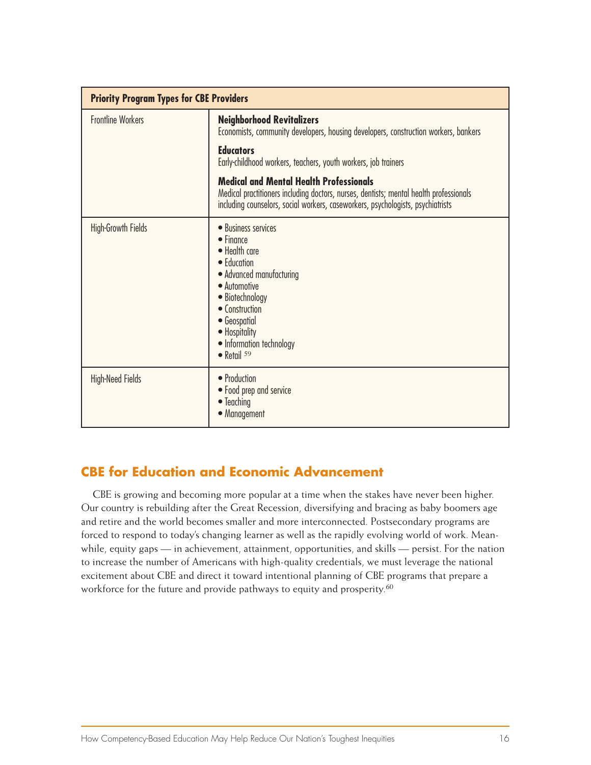| Priority Program Types for CBE Providers | |
|---|---|
| Frontline Workers | **Neighborhood Revitalizers**<br>Economists, community developers, housing developers, construction workers, bankers<br><br>**Educators**<br>Early-childhood workers, teachers, youth workers, job trainers<br><br>**Medical and Mental Health Professionals**<br>Medical practitioners including doctors, nurses, dentists; mental health professionals including counselors, social workers, caseworkers, psychologists, psychiatrists |
| High-Growth Fields | • Business services<br>• Finance<br>• Health care<br>• Education<br>• Advanced manufacturing<br>• Automotive<br>• Biotechnology<br>• Construction<br>• Geospatial<br>• Hospitality<br>• Information technology<br>• Retail [59] |
| High-Need Fields | • Production<br>• Food prep and service<br>• Teaching<br>• Management |

## CBE for Education and Economic Advancement

CBE is growing and becoming more popular at a time when the stakes have never been higher. Our country is rebuilding after the Great Recession, diversifying and bracing as baby boomers age and retire and the world becomes smaller and more interconnected. Postsecondary programs are forced to respond to today's changing learner as well as the rapidly evolving world of work. Meanwhile, equity gaps — in achievement, attainment, opportunities, and skills — persist. For the nation to increase the number of Americans with high-quality credentials, we must leverage the national excitement about CBE and direct it toward intentional planning of CBE programs that prepare a workforce for the future and provide pathways to equity and prosperity.[60]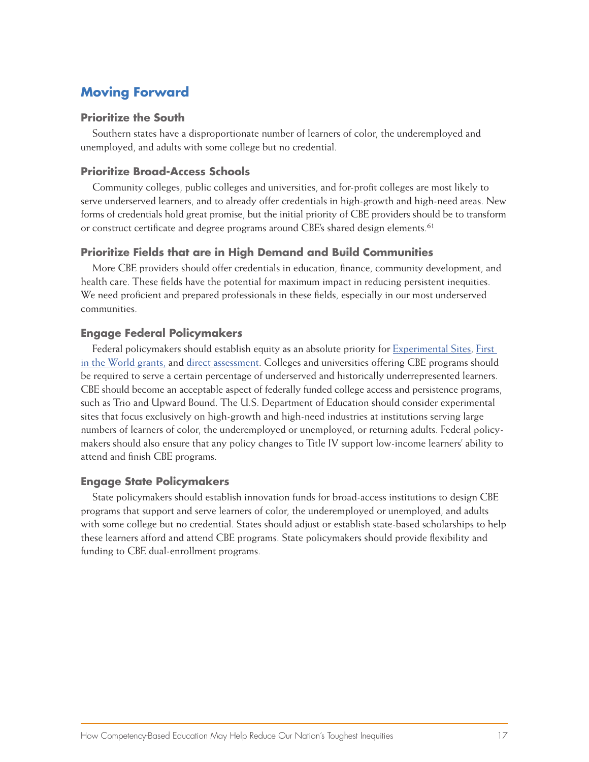## Moving Forward

### Prioritize the South

Southern states have a disproportionate number of learners of color, the underemployed and unemployed, and adults with some college but no credential.

### Prioritize Broad-Access Schools

Community colleges, public colleges and universities, and for-profit colleges are most likely to serve underserved learners, and to already offer credentials in high-growth and high-need areas. New forms of credentials hold great promise, but the initial priority of CBE providers should be to transform or construct certificate and degree programs around CBE's shared design elements.[61]

### Prioritize Fields that are in High Demand and Build Communities

More CBE providers should offer credentials in education, finance, community development, and health care. These fields have the potential for maximum impact in reducing persistent inequities. We need proficient and prepared professionals in these fields, especially in our most underserved communities.

### Engage Federal Policymakers

Federal policymakers should establish equity as an absolute priority for Experimental Sites, First in the World grants, and direct assessment. Colleges and universities offering CBE programs should be required to serve a certain percentage of underserved and historically underrepresented learners. CBE should become an acceptable aspect of federally funded college access and persistence programs, such as Trio and Upward Bound. The U.S. Department of Education should consider experimental sites that focus exclusively on high-growth and high-need industries at institutions serving large numbers of learners of color, the underemployed or unemployed, or returning adults. Federal policymakers should also ensure that any policy changes to Title IV support low-income learners' ability to attend and finish CBE programs.

### Engage State Policymakers

State policymakers should establish innovation funds for broad-access institutions to design CBE programs that support and serve learners of color, the underemployed or unemployed, and adults with some college but no credential. States should adjust or establish state-based scholarships to help these learners afford and attend CBE programs. State policymakers should provide flexibility and funding to CBE dual-enrollment programs.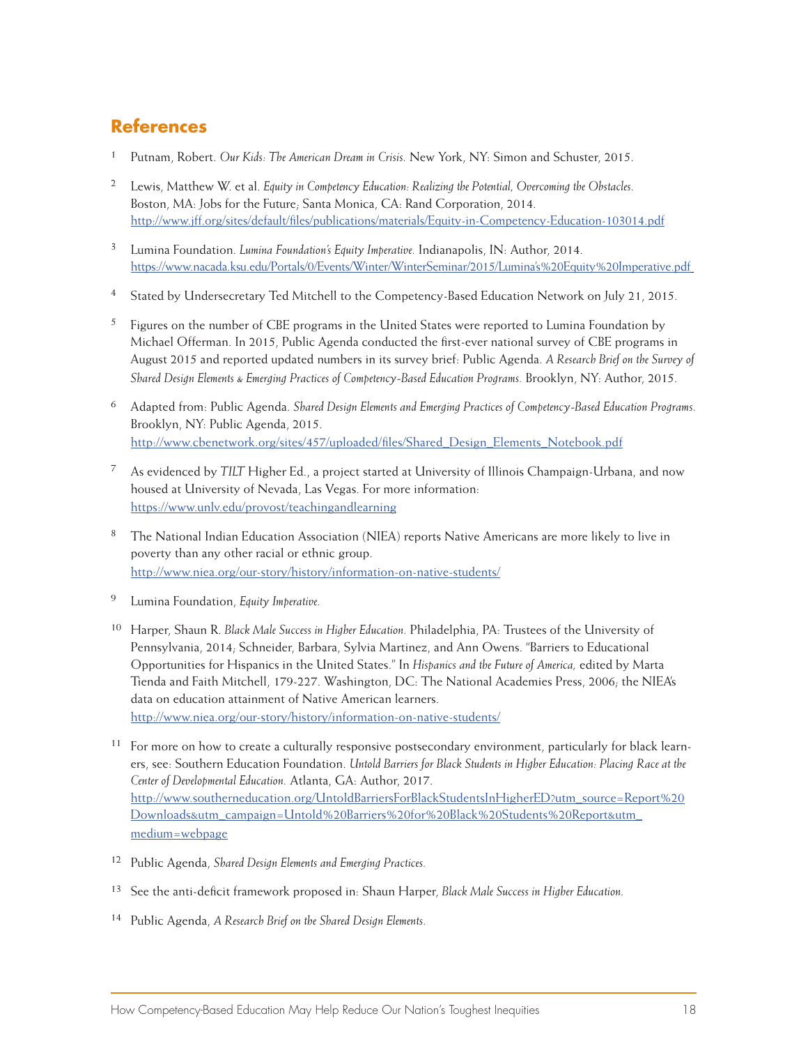## References

1. Putnam, Robert. *Our Kids: The American Dream in Crisis.* New York, NY: Simon and Schuster, 2015.

2. Lewis, Matthew W. et al. *Equity in Competency Education: Realizing the Potential, Overcoming the Obstacles.* Boston, MA: Jobs for the Future; Santa Monica, CA: Rand Corporation, 2014. http://www.jff.org/sites/default/files/publications/materials/Equity-in-Competency-Education-103014.pdf

3. Lumina Foundation. *Lumina Foundation's Equity Imperative.* Indianapolis, IN: Author, 2014. https://www.nacada.ksu.edu/Portals/0/Events/Winter/WinterSeminar/2015/Lumina's%20Equity%20Imperative.pdf

4. Stated by Undersecretary Ted Mitchell to the Competency-Based Education Network on July 21, 2015.

5. Figures on the number of CBE programs in the United States were reported to Lumina Foundation by Michael Offerman. In 2015, Public Agenda conducted the first-ever national survey of CBE programs in August 2015 and reported updated numbers in its survey brief: Public Agenda. *A Research Brief on the Survey of Shared Design Elements & Emerging Practices of Competency-Based Education Programs.* Brooklyn, NY: Author, 2015.

6. Adapted from: Public Agenda. *Shared Design Elements and Emerging Practices of Competency-Based Education Programs.* Brooklyn, NY: Public Agenda, 2015. http://www.cbenetwork.org/sites/457/uploaded/files/Shared_Design_Elements_Notebook.pdf

7. As evidenced by *TILT* Higher Ed., a project started at University of Illinois Champaign-Urbana, and now housed at University of Nevada, Las Vegas. For more information: https://www.unlv.edu/provost/teachingandlearning

8. The National Indian Education Association (NIEA) reports Native Americans are more likely to live in poverty than any other racial or ethnic group. http://www.niea.org/our-story/history/information-on-native-students/

9. Lumina Foundation, *Equity Imperative.*

10. Harper, Shaun R. *Black Male Success in Higher Education.* Philadelphia, PA: Trustees of the University of Pennsylvania, 2014; Schneider, Barbara, Sylvia Martinez, and Ann Owens. "Barriers to Educational Opportunities for Hispanics in the United States." In *Hispanics and the Future of America,* edited by Marta Tienda and Faith Mitchell, 179-227. Washington, DC: The National Academies Press, 2006; the NIEA's data on education attainment of Native American learners. http://www.niea.org/our-story/history/information-on-native-students/

11. For more on how to create a culturally responsive postsecondary environment, particularly for black learners, see: Southern Education Foundation. *Untold Barriers for Black Students in Higher Education: Placing Race at the Center of Developmental Education.* Atlanta, GA: Author, 2017. http://www.southerneducation.org/UntoldBarriersForBlackStudentsInHigherED?utm_source=Report%20Downloads&utm_campaign=Untold%20Barriers%20for%20Black%20Students%20Report&utm_medium=webpage

12. Public Agenda, *Shared Design Elements and Emerging Practices.*

13. See the anti-deficit framework proposed in: Shaun Harper, *Black Male Success in Higher Education.*

14. Public Agenda, *A Research Brief on the Shared Design Elements.*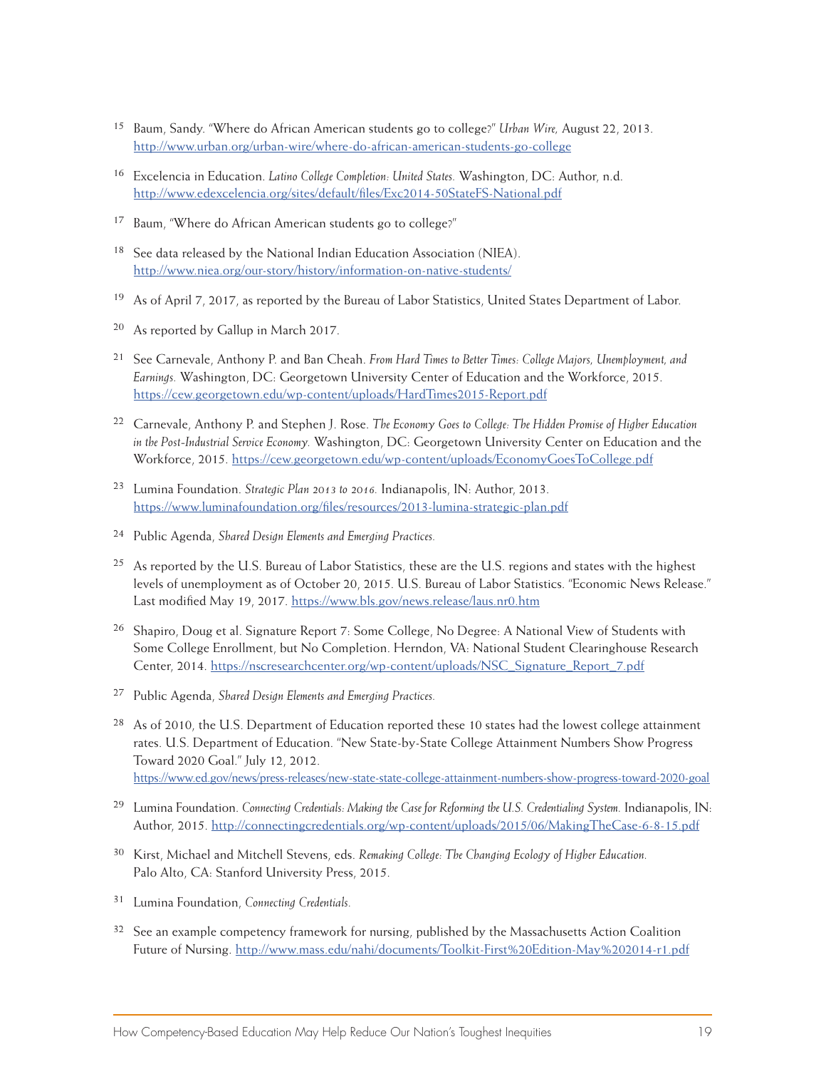15 Baum, Sandy. "Where do African American students go to college?" *Urban Wire,* August 22, 2013. http://www.urban.org/urban-wire/where-do-african-american-students-go-college

16 Excelencia in Education. *Latino College Completion: United States.* Washington, DC: Author, n.d. http://www.edexcelencia.org/sites/default/files/Exc2014-50StateFS-National.pdf

17 Baum, "Where do African American students go to college?"

18 See data released by the National Indian Education Association (NIEA). http://www.niea.org/our-story/history/information-on-native-students/

19 As of April 7, 2017, as reported by the Bureau of Labor Statistics, United States Department of Labor.

20 As reported by Gallup in March 2017.

21 See Carnevale, Anthony P. and Ban Cheah. *From Hard Times to Better Times: College Majors, Unemployment, and Earnings.* Washington, DC: Georgetown University Center of Education and the Workforce, 2015. https://cew.georgetown.edu/wp-content/uploads/HardTimes2015-Report.pdf

22 Carnevale, Anthony P. and Stephen J. Rose. *The Economy Goes to College: The Hidden Promise of Higher Education in the Post-Industrial Service Economy.* Washington, DC: Georgetown University Center on Education and the Workforce, 2015. https://cew.georgetown.edu/wp-content/uploads/EconomyGoesToCollege.pdf

23 Lumina Foundation. *Strategic Plan 2013 to 2016.* Indianapolis, IN: Author, 2013. https://www.luminafoundation.org/files/resources/2013-lumina-strategic-plan.pdf

24 Public Agenda, *Shared Design Elements and Emerging Practices.*

25 As reported by the U.S. Bureau of Labor Statistics, these are the U.S. regions and states with the highest levels of unemployment as of October 20, 2015. U.S. Bureau of Labor Statistics. "Economic News Release." Last modified May 19, 2017. https://www.bls.gov/news.release/laus.nr0.htm

26 Shapiro, Doug et al. Signature Report 7: Some College, No Degree: A National View of Students with Some College Enrollment, but No Completion. Herndon, VA: National Student Clearinghouse Research Center, 2014. https://nscresearchcenter.org/wp-content/uploads/NSC_Signature_Report_7.pdf

27 Public Agenda, *Shared Design Elements and Emerging Practices.*

28 As of 2010, the U.S. Department of Education reported these 10 states had the lowest college attainment rates. U.S. Department of Education. "New State-by-State College Attainment Numbers Show Progress Toward 2020 Goal." July 12, 2012. https://www.ed.gov/news/press-releases/new-state-state-college-attainment-numbers-show-progress-toward-2020-goal

29 Lumina Foundation. *Connecting Credentials: Making the Case for Reforming the U.S. Credentialing System.* Indianapolis, IN: Author, 2015. http://connectingcredentials.org/wp-content/uploads/2015/06/MakingTheCase-6-8-15.pdf

30 Kirst, Michael and Mitchell Stevens, eds. *Remaking College: The Changing Ecology of Higher Education.* Palo Alto, CA: Stanford University Press, 2015.

31 Lumina Foundation, *Connecting Credentials.*

32 See an example competency framework for nursing, published by the Massachusetts Action Coalition Future of Nursing. http://www.mass.edu/nahi/documents/Toolkit-First%20Edition-May%202014-r1.pdf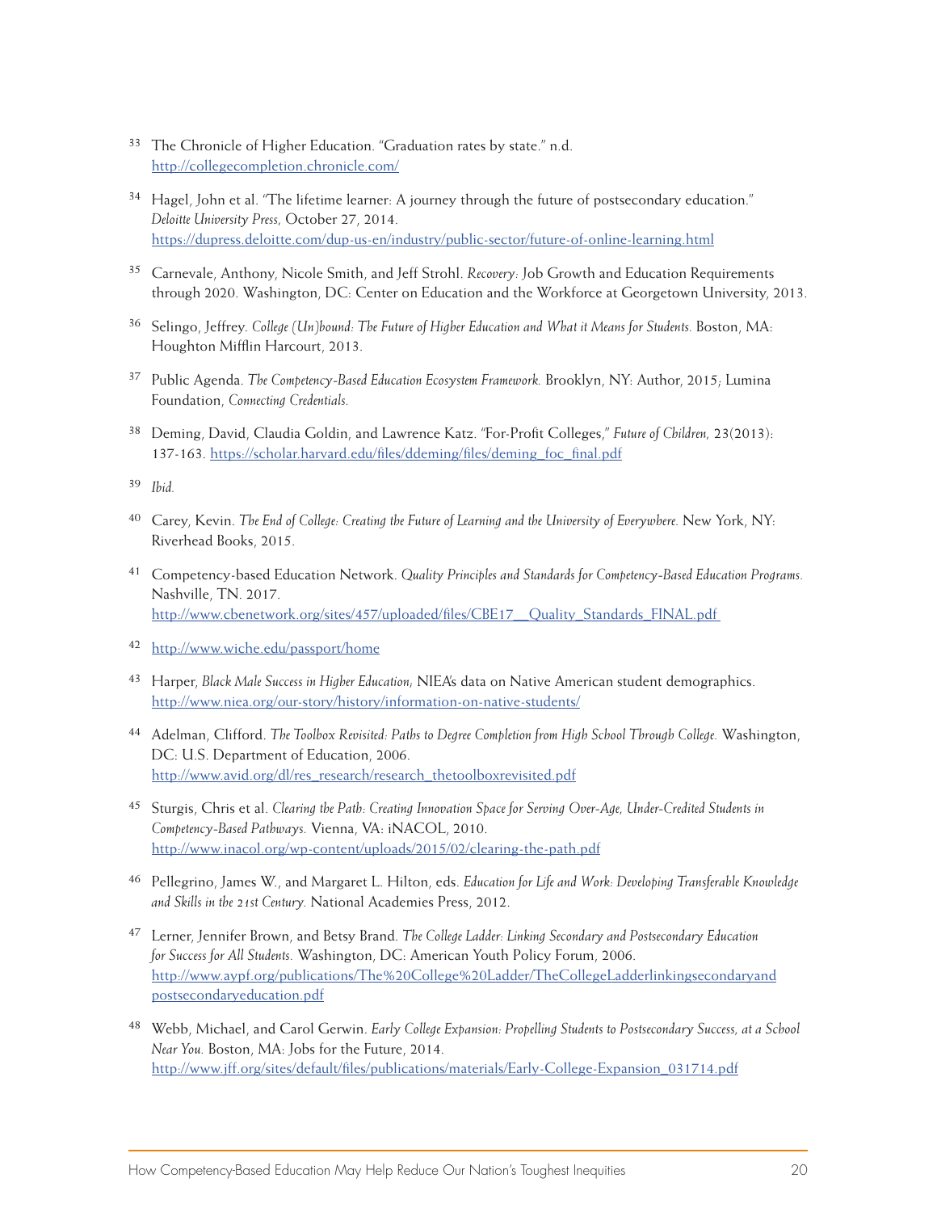[33] The Chronicle of Higher Education. "Graduation rates by state." n.d. http://collegecompletion.chronicle.com/

[34] Hagel, John et al. "The lifetime learner: A journey through the future of postsecondary education." *Deloitte University Press,* October 27, 2014. https://dupress.deloitte.com/dup-us-en/industry/public-sector/future-of-online-learning.html

[35] Carnevale, Anthony, Nicole Smith, and Jeff Strohl. *Recovery:* Job Growth and Education Requirements through 2020. Washington, DC: Center on Education and the Workforce at Georgetown University, 2013.

[36] Selingo, Jeffrey. *College (Un)bound: The Future of Higher Education and What it Means for Students.* Boston, MA: Houghton Mifflin Harcourt, 2013.

[37] Public Agenda. *The Competency-Based Education Ecosystem Framework.* Brooklyn, NY: Author, 2015; Lumina Foundation, *Connecting Credentials.*

[38] Deming, David, Claudia Goldin, and Lawrence Katz. "For-Profit Colleges," *Future of Children,* 23(2013): 137-163. https://scholar.harvard.edu/files/ddeming/files/deming_foc_final.pdf

[39] *Ibid.*

[40] Carey, Kevin. *The End of College: Creating the Future of Learning and the University of Everywhere.* New York, NY: Riverhead Books, 2015.

[41] Competency-based Education Network. *Quality Principles and Standards for Competency-Based Education Programs.* Nashville, TN. 2017. http://www.cbenetwork.org/sites/457/uploaded/files/CBE17__Quality_Standards_FINAL.pdf

[42] http://www.wiche.edu/passport/home

[43] Harper, *Black Male Success in Higher Education;* NIEA's data on Native American student demographics. http://www.niea.org/our-story/history/information-on-native-students/

[44] Adelman, Clifford. *The Toolbox Revisited: Paths to Degree Completion from High School Through College.* Washington, DC: U.S. Department of Education, 2006. http://www.avid.org/dl/res_research/research_thetoolboxrevisited.pdf

[45] Sturgis, Chris et al. *Clearing the Path: Creating Innovation Space for Serving Over-Age, Under-Credited Students in Competency-Based Pathways.* Vienna, VA: iNACOL, 2010. http://www.inacol.org/wp-content/uploads/2015/02/clearing-the-path.pdf

[46] Pellegrino, James W., and Margaret L. Hilton, eds. *Education for Life and Work: Developing Transferable Knowledge and Skills in the 21st Century.* National Academies Press, 2012.

[47] Lerner, Jennifer Brown, and Betsy Brand. *The College Ladder: Linking Secondary and Postsecondary Education for Success for All Students.* Washington, DC: American Youth Policy Forum, 2006. http://www.aypf.org/publications/The%20College%20Ladder/TheCollegeLadderlinkingsecondaryandpostsecondaryeducation.pdf

[48] Webb, Michael, and Carol Gerwin. *Early College Expansion: Propelling Students to Postsecondary Success, at a School Near You.* Boston, MA: Jobs for the Future, 2014. http://www.jff.org/sites/default/files/publications/materials/Early-College-Expansion_031714.pdf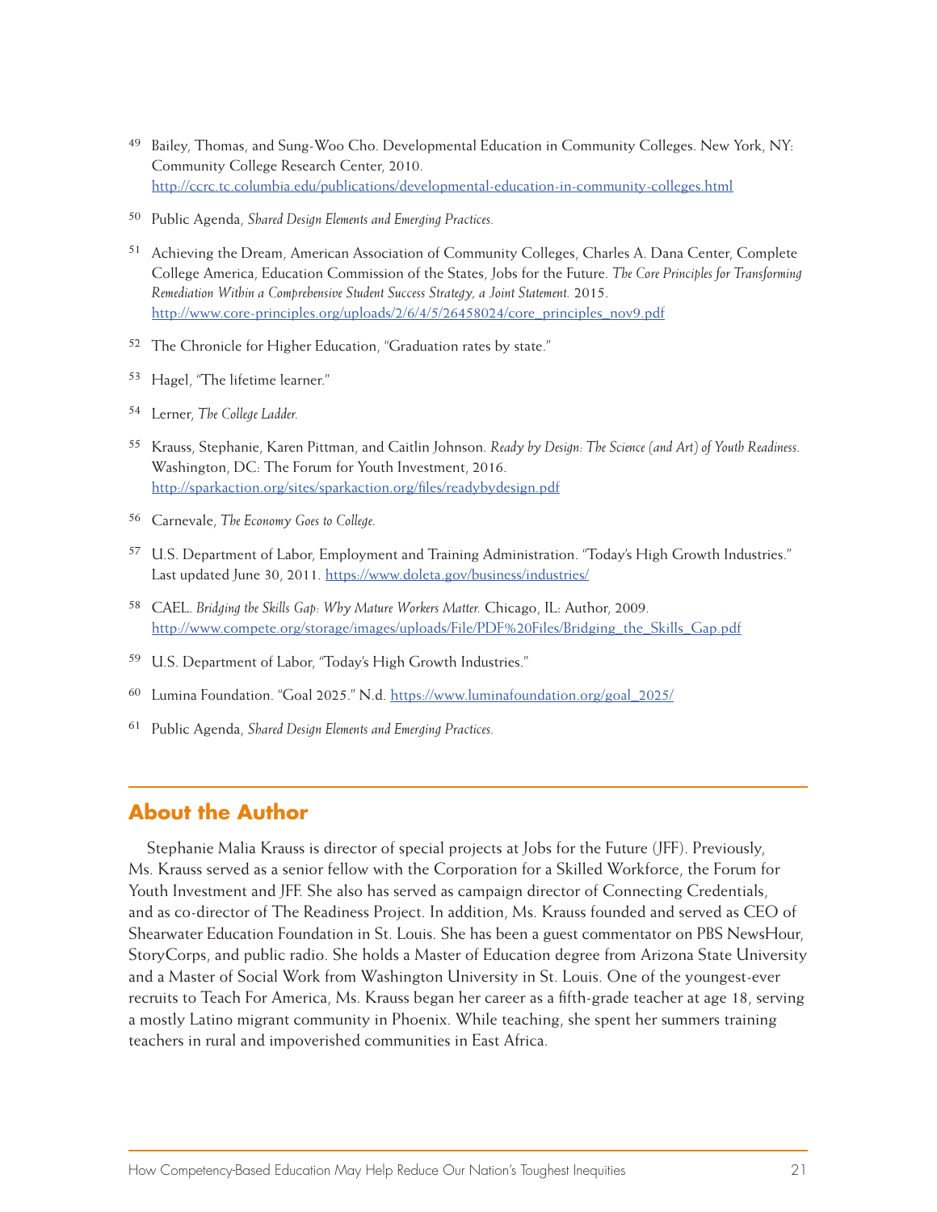[49] Bailey, Thomas, and Sung-Woo Cho. Developmental Education in Community Colleges. New York, NY: Community College Research Center, 2010. http://ccrc.tc.columbia.edu/publications/developmental-education-in-community-colleges.html

[50] Public Agenda, *Shared Design Elements and Emerging Practices.*

[51] Achieving the Dream, American Association of Community Colleges, Charles A. Dana Center, Complete College America, Education Commission of the States, Jobs for the Future. *The Core Principles for Transforming Remediation Within a Comprehensive Student Success Strategy, a Joint Statement.* 2015. http://www.core-principles.org/uploads/2/6/4/5/26458024/core_principles_nov9.pdf

[52] The Chronicle for Higher Education, "Graduation rates by state."

[53] Hagel, "The lifetime learner."

[54] Lerner, *The College Ladder.*

[55] Krauss, Stephanie, Karen Pittman, and Caitlin Johnson. *Ready by Design: The Science (and Art) of Youth Readiness.* Washington, DC: The Forum for Youth Investment, 2016. http://sparkaction.org/sites/sparkaction.org/files/readybydesign.pdf

[56] Carnevale, *The Economy Goes to College.*

[57] U.S. Department of Labor, Employment and Training Administration. "Today's High Growth Industries." Last updated June 30, 2011. https://www.doleta.gov/business/industries/

[58] CAEL. *Bridging the Skills Gap: Why Mature Workers Matter.* Chicago, IL: Author, 2009. http://www.compete.org/storage/images/uploads/File/PDF%20Files/Bridging_the_Skills_Gap.pdf

[59] U.S. Department of Labor, "Today's High Growth Industries."

[60] Lumina Foundation. "Goal 2025." N.d. https://www.luminafoundation.org/goal_2025/

[61] Public Agenda, *Shared Design Elements and Emerging Practices.*

## About the Author

Stephanie Malia Krauss is director of special projects at Jobs for the Future (JFF). Previously, Ms. Krauss served as a senior fellow with the Corporation for a Skilled Workforce, the Forum for Youth Investment and JFF. She also has served as campaign director of Connecting Credentials, and as co-director of The Readiness Project. In addition, Ms. Krauss founded and served as CEO of Shearwater Education Foundation in St. Louis. She has been a guest commentator on PBS NewsHour, StoryCorps, and public radio. She holds a Master of Education degree from Arizona State University and a Master of Social Work from Washington University in St. Louis. One of the youngest-ever recruits to Teach For America, Ms. Krauss began her career as a fifth-grade teacher at age 18, serving a mostly Latino migrant community in Phoenix. While teaching, she spent her summers training teachers in rural and impoverished communities in East Africa.